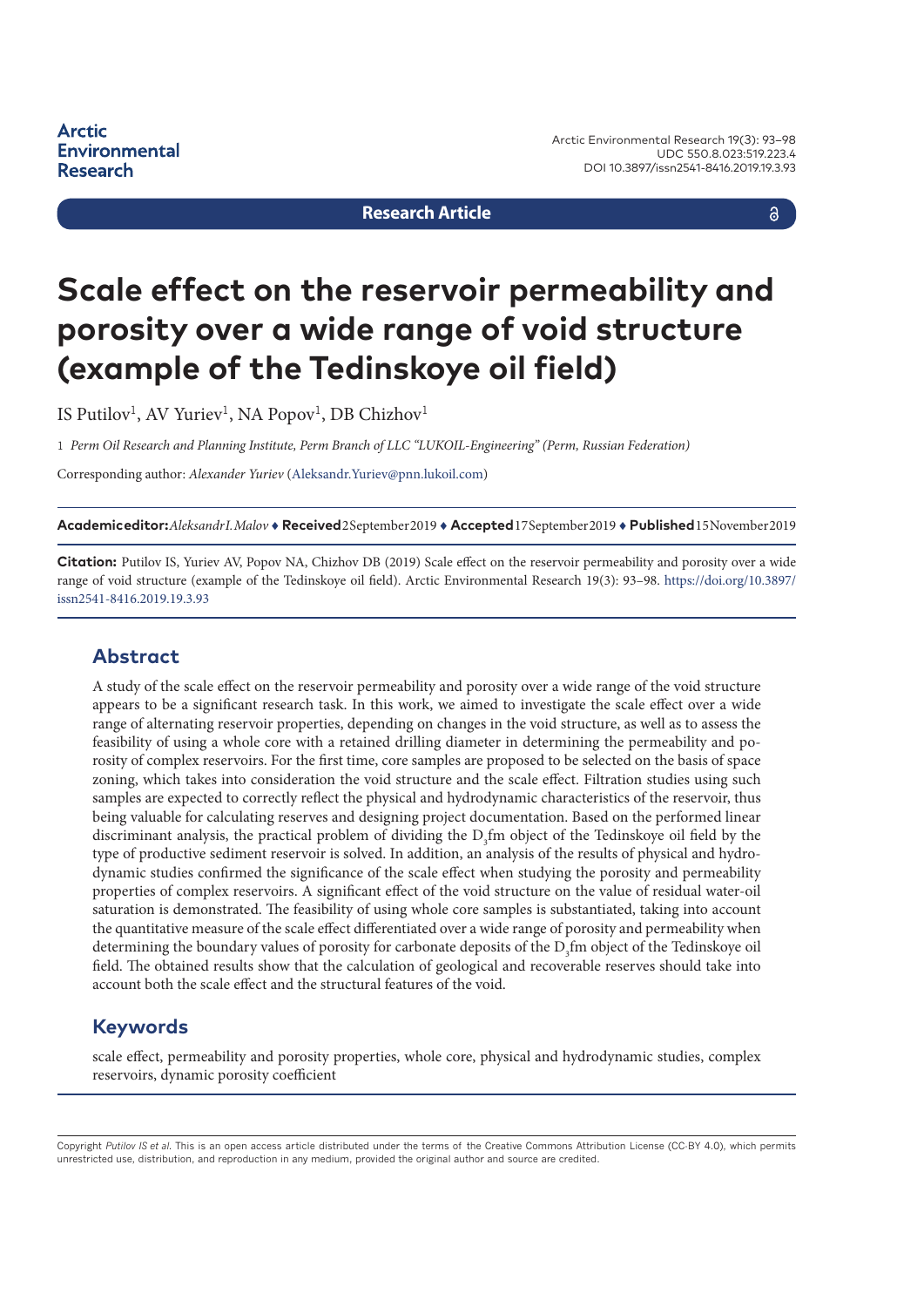Arctic Environmental Research

Research Article

# Scale effect on the reservoir permeability and porosity over a wide range of void structure (example of the Tedinskoye oil field)

IS Putilov[1], AV Yuriev[1], NA Popov[1], DB Chizhov[1]

1 *Perm Oil Research and Planning Institute, Perm Branch of LLC "LUKOIL-Engineering" (Perm, Russian Federation)*

Corresponding author: *Alexander Yuriev* (Aleksandr.Yuriev@pnn.lukoil.com)

**Academic editor:** *Aleksandr I. Malov* ♦ **Received** 2 September 2019 ♦ **Accepted** 17 September 2019 ♦ **Published** 15 November 2019

**Citation:** Putilov IS, Yuriev AV, Popov NA, Chizhov DB (2019) Scale effect on the reservoir permeability and porosity over a wide range of void structure (example of the Tedinskoye oil field). Arctic Environmental Research 19(3): 93–98. https://doi.org/10.3897/issn2541-8416.2019.19.3.93

## Abstract

A study of the scale effect on the reservoir permeability and porosity over a wide range of the void structure appears to be a significant research task. In this work, we aimed to investigate the scale effect over a wide range of alternating reservoir properties, depending on changes in the void structure, as well as to assess the feasibility of using a whole core with a retained drilling diameter in determining the permeability and porosity of complex reservoirs. For the first time, core samples are proposed to be selected on the basis of space zoning, which takes into consideration the void structure and the scale effect. Filtration studies using such samples are expected to correctly reflect the physical and hydrodynamic characteristics of the reservoir, thus being valuable for calculating reserves and designing project documentation. Based on the performed linear discriminant analysis, the practical problem of dividing the $D_3$fm object of the Tedinskoye oil field by the type of productive sediment reservoir is solved. In addition, an analysis of the results of physical and hydrodynamic studies confirmed the significance of the scale effect when studying the porosity and permeability properties of complex reservoirs. A significant effect of the void structure on the value of residual water-oil saturation is demonstrated. The feasibility of using whole core samples is substantiated, taking into account the quantitative measure of the scale effect differentiated over a wide range of porosity and permeability when determining the boundary values of porosity for carbonate deposits of the $D_3$fm object of the Tedinskoye oil field. The obtained results show that the calculation of geological and recoverable reserves should take into account both the scale effect and the structural features of the void.

## Keywords

scale effect, permeability and porosity properties, whole core, physical and hydrodynamic studies, complex reservoirs, dynamic porosity coefficient

Copyright *Putilov IS et al.* This is an open access article distributed under the terms of the Creative Commons Attribution License (CC-BY 4.0), which permits unrestricted use, distribution, and reproduction in any medium, provided the original author and source are credited.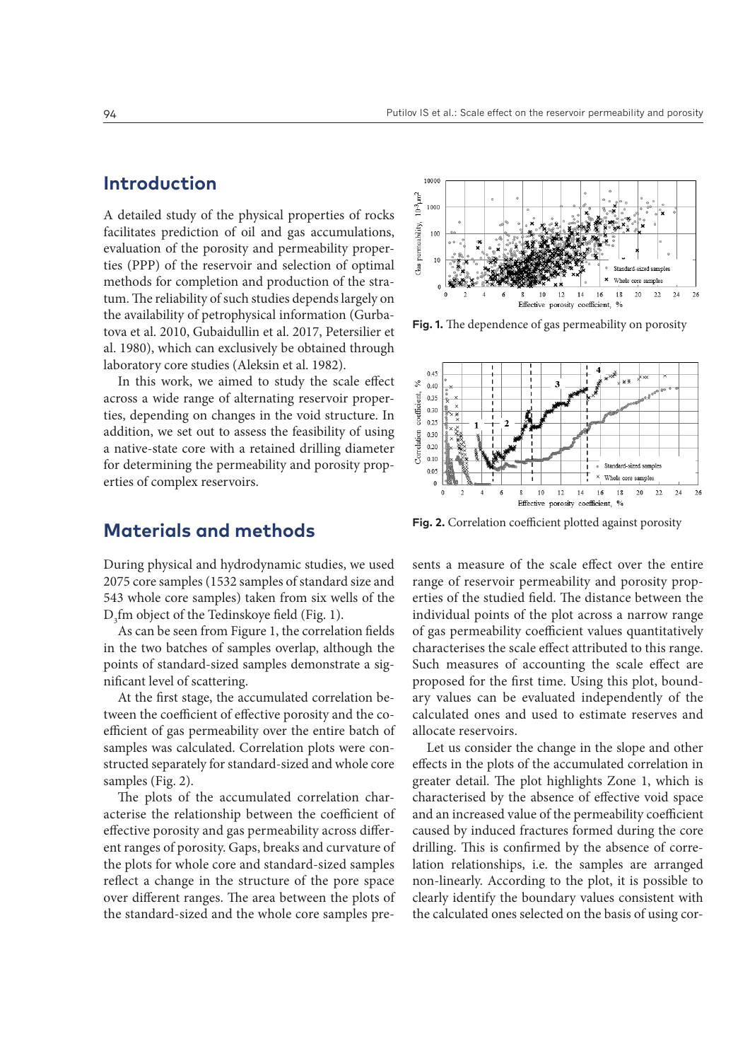## Introduction

A detailed study of the physical properties of rocks facilitates prediction of oil and gas accumulations, evaluation of the porosity and permeability properties (PPP) of the reservoir and selection of optimal methods for completion and production of the stratum. The reliability of such studies depends largely on the availability of petrophysical information (Gurbatova et al. 2010, Gubaidullin et al. 2017, Petersilier et al. 1980), which can exclusively be obtained through laboratory core studies (Aleksin et al. 1982).

In this work, we aimed to study the scale effect across a wide range of alternating reservoir properties, depending on changes in the void structure. In addition, we set out to assess the feasibility of using a native-state core with a retained drilling diameter for determining the permeability and porosity properties of complex reservoirs.

## Materials and methods

During physical and hydrodynamic studies, we used 2075 core samples (1532 samples of standard size and 543 whole core samples) taken from six wells of the $D_3$fm object of the Tedinskoye field (Fig. 1).

As can be seen from Figure 1, the correlation fields in the two batches of samples overlap, although the points of standard-sized samples demonstrate a significant level of scattering.

At the first stage, the accumulated correlation between the coefficient of effective porosity and the coefficient of gas permeability over the entire batch of samples was calculated. Correlation plots were constructed separately for standard-sized and whole core samples (Fig. 2).

The plots of the accumulated correlation characterise the relationship between the coefficient of effective porosity and gas permeability across different ranges of porosity. Gaps, breaks and curvature of the plots for whole core and standard-sized samples reflect a change in the structure of the pore space over different ranges. The area between the plots of the standard-sized and the whole core samples represents a measure of the scale effect over the entire range of reservoir permeability and porosity properties of the studied field. The distance between the individual points of the plot across a narrow range of gas permeability coefficient values quantitatively characterises the scale effect attributed to this range. Such measures of accounting the scale effect are proposed for the first time. Using this plot, boundary values can be evaluated independently of the calculated ones and used to estimate reserves and allocate reservoirs.

**Fig. 1.** The dependence of gas permeability on porosity

**Fig. 2.** Correlation coefficient plotted against porosity

Let us consider the change in the slope and other effects in the plots of the accumulated correlation in greater detail. The plot highlights Zone 1, which is characterised by the absence of effective void space and an increased value of the permeability coefficient caused by induced fractures formed during the core drilling. This is confirmed by the absence of correlation relationships, i.e. the samples are arranged non-linearly. According to the plot, it is possible to clearly identify the boundary values consistent with the calculated ones selected on the basis of using cor-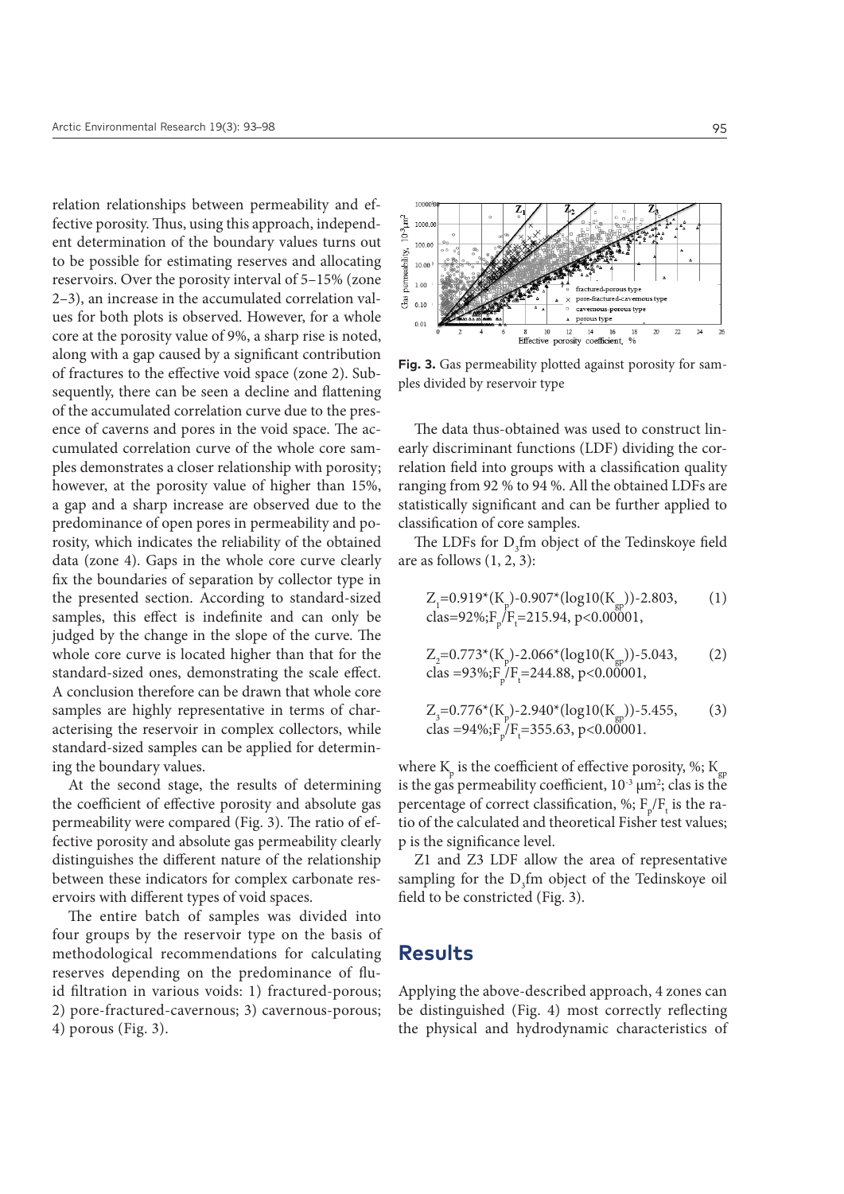relation relationships between permeability and effective porosity. Thus, using this approach, independent determination of the boundary values turns out to be possible for estimating reserves and allocating reservoirs. Over the porosity interval of 5–15% (zone 2–3), an increase in the accumulated correlation values for both plots is observed. However, for a whole core at the porosity value of 9%, a sharp rise is noted, along with a gap caused by a significant contribution of fractures to the effective void space (zone 2). Subsequently, there can be seen a decline and flattening of the accumulated correlation curve due to the presence of caverns and pores in the void space. The accumulated correlation curve of the whole core samples demonstrates a closer relationship with porosity; however, at the porosity value of higher than 15%, a gap and a sharp increase are observed due to the predominance of open pores in permeability and porosity, which indicates the reliability of the obtained data (zone 4). Gaps in the whole core curve clearly fix the boundaries of separation by collector type in the presented section. According to standard-sized samples, this effect is indefinite and can only be judged by the change in the slope of the curve. The whole core curve is located higher than that for the standard-sized ones, demonstrating the scale effect. A conclusion therefore can be drawn that whole core samples are highly representative in terms of characterising the reservoir in complex collectors, while standard-sized samples can be applied for determining the boundary values.

At the second stage, the results of determining the coefficient of effective porosity and absolute gas permeability were compared (Fig. 3). The ratio of effective porosity and absolute gas permeability clearly distinguishes the different nature of the relationship between these indicators for complex carbonate reservoirs with different types of void spaces.

The entire batch of samples was divided into four groups by the reservoir type on the basis of methodological recommendations for calculating reserves depending on the predominance of fluid filtration in various voids: 1) fractured-porous; 2) pore-fractured-cavernous; 3) cavernous-porous; 4) porous (Fig. 3).

**Fig. 3.** Gas permeability plotted against porosity for samples divided by reservoir type

The data thus-obtained was used to construct linearly discriminant functions (LDF) dividing the correlation field into groups with a classification quality ranging from 92 % to 94 %. All the obtained LDFs are statistically significant and can be further applied to classification of core samples.

The LDFs for $D_3$fm object of the Tedinskoye field are as follows (1, 2, 3):

$$Z_1=0.919*(K_p)-0.907*(\log10(K_{gp}))-2.803, \quad \text{clas}=92\%; F_p/F_t=215.94, \ p<0.00001, \tag{1}$$

$$Z_2=0.773*(K_p)-2.066*(\log10(K_{gp}))-5.043, \quad \text{clas}=93\%; F_p/F_t=244.88, \ p<0.00001, \tag{2}$$

$$Z_3=0.776*(K_p)-2.940*(\log10(K_{gp}))-5.455, \quad \text{clas}=94\%; F_p/F_t=355.63, \ p<0.00001. \tag{3}$$

where $K_p$ is the coefficient of effective porosity, %; $K_{gp}$ is the gas permeability coefficient, $10^{-3}$ μm²; clas is the percentage of correct classification, %; $F_p/F_t$ is the ratio of the calculated and theoretical Fisher test values; p is the significance level.

Z1 and Z3 LDF allow the area of representative sampling for the $D_3$fm object of the Tedinskoye oil field to be constricted (Fig. 3).

## Results

Applying the above-described approach, 4 zones can be distinguished (Fig. 4) most correctly reflecting the physical and hydrodynamic characteristics of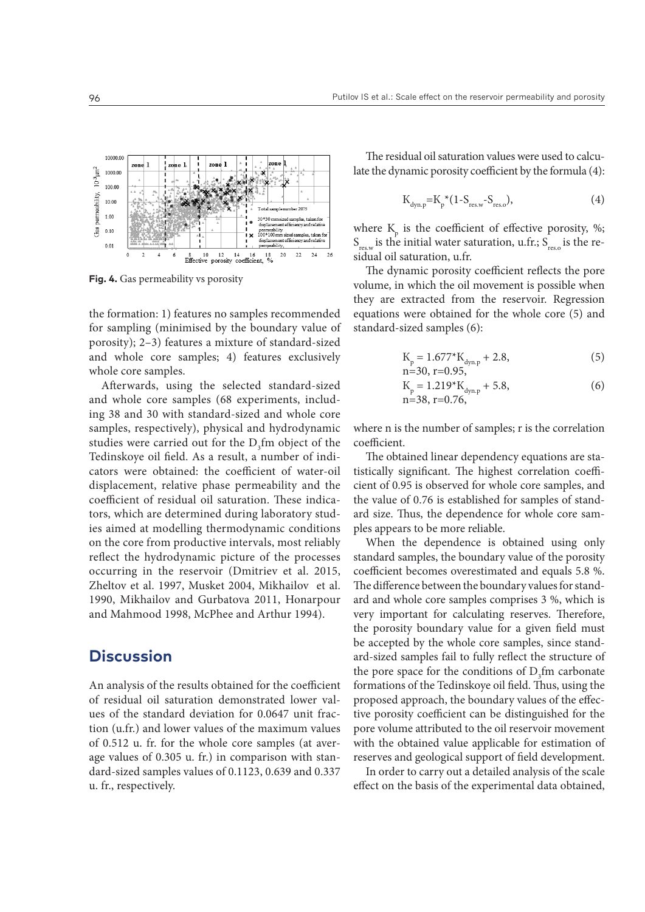Fig. 4. Gas permeability vs porosity

the formation: 1) features no samples recommended for sampling (minimised by the boundary value of porosity); 2–3) features a mixture of standard-sized and whole core samples; 4) features exclusively whole core samples.

Afterwards, using the selected standard-sized and whole core samples (68 experiments, including 38 and 30 with standard-sized and whole core samples, respectively), physical and hydrodynamic studies were carried out for the $D_3$fm object of the Tedinskoye oil field. As a result, a number of indicators were obtained: the coefficient of water-oil displacement, relative phase permeability and the coefficient of residual oil saturation. These indicators, which are determined during laboratory studies aimed at modelling thermodynamic conditions on the core from productive intervals, most reliably reflect the hydrodynamic picture of the processes occurring in the reservoir (Dmitriev et al. 2015, Zheltov et al. 1997, Musket 2004, Mikhailov et al. 1990, Mikhailov and Gurbatova 2011, Honarpour and Mahmood 1998, McPhee and Arthur 1994).

## Discussion

An analysis of the results obtained for the coefficient of residual oil saturation demonstrated lower values of the standard deviation for 0.0647 unit fraction (u.fr.) and lower values of the maximum values of 0.512 u. fr. for the whole core samples (at average values of 0.305 u. fr.) in comparison with standard-sized samples values of 0.1123, 0.639 and 0.337 u. fr., respectively.

The residual oil saturation values were used to calculate the dynamic porosity coefficient by the formula (4):

$$K_{dyn.p}=K_p*(1-S_{res.w}-S_{res.o}), \tag{4}$$

where $K_p$ is the coefficient of effective porosity, %; $S_{res.w}$ is the initial water saturation, u.fr.; $S_{res.o}$ is the residual oil saturation, u.fr.

The dynamic porosity coefficient reflects the pore volume, in which the oil movement is possible when they are extracted from the reservoir. Regression equations were obtained for the whole core (5) and standard-sized samples (6):

$$K_p = 1.677*K_{dyn.p} + 2.8, \tag{5}$$
$$n=30,\ r=0.95,$$

$$K_p = 1.219*K_{dyn.p} + 5.8, \tag{6}$$
$$n=38,\ r=0.76,$$

where n is the number of samples; r is the correlation coefficient.

The obtained linear dependency equations are statistically significant. The highest correlation coefficient of 0.95 is observed for whole core samples, and the value of 0.76 is established for samples of standard size. Thus, the dependence for whole core samples appears to be more reliable.

When the dependence is obtained using only standard samples, the boundary value of the porosity coefficient becomes overestimated and equals 5.8 %. The difference between the boundary values for standard and whole core samples comprises 3 %, which is very important for calculating reserves. Therefore, the porosity boundary value for a given field must be accepted by the whole core samples, since standard-sized samples fail to fully reflect the structure of the pore space for the conditions of $D_3$fm carbonate formations of the Tedinskoye oil field. Thus, using the proposed approach, the boundary values of the effective porosity coefficient can be distinguished for the pore volume attributed to the oil reservoir movement with the obtained value applicable for estimation of reserves and geological support of field development.

In order to carry out a detailed analysis of the scale effect on the basis of the experimental data obtained,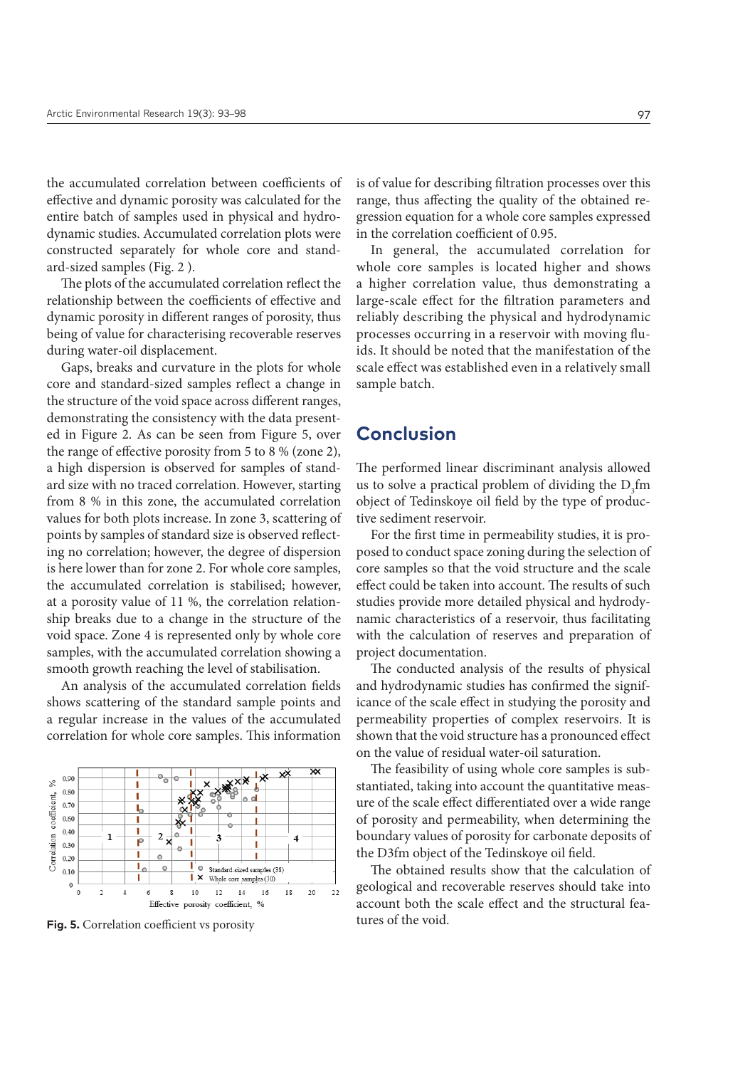the accumulated correlation between coefficients of effective and dynamic porosity was calculated for the entire batch of samples used in physical and hydrodynamic studies. Accumulated correlation plots were constructed separately for whole core and standard-sized samples (Fig. 2 ).

The plots of the accumulated correlation reflect the relationship between the coefficients of effective and dynamic porosity in different ranges of porosity, thus being of value for characterising recoverable reserves during water-oil displacement.

Gaps, breaks and curvature in the plots for whole core and standard-sized samples reflect a change in the structure of the void space across different ranges, demonstrating the consistency with the data presented in Figure 2. As can be seen from Figure 5, over the range of effective porosity from 5 to 8 % (zone 2), a high dispersion is observed for samples of standard size with no traced correlation. However, starting from 8 % in this zone, the accumulated correlation values for both plots increase. In zone 3, scattering of points by samples of standard size is observed reflecting no correlation; however, the degree of dispersion is here lower than for zone 2. For whole core samples, the accumulated correlation is stabilised; however, at a porosity value of 11 %, the correlation relationship breaks due to a change in the structure of the void space. Zone 4 is represented only by whole core samples, with the accumulated correlation showing a smooth growth reaching the level of stabilisation.

An analysis of the accumulated correlation fields shows scattering of the standard sample points and a regular increase in the values of the accumulated correlation for whole core samples. This information is of value for describing filtration processes over this range, thus affecting the quality of the obtained regression equation for a whole core samples expressed in the correlation coefficient of 0.95.

**Fig. 5.** Correlation coefficient vs porosity

In general, the accumulated correlation for whole core samples is located higher and shows a higher correlation value, thus demonstrating a large-scale effect for the filtration parameters and reliably describing the physical and hydrodynamic processes occurring in a reservoir with moving fluids. It should be noted that the manifestation of the scale effect was established even in a relatively small sample batch.

## Conclusion

The performed linear discriminant analysis allowed us to solve a practical problem of dividing the $D_3$fm object of Tedinskoye oil field by the type of productive sediment reservoir.

For the first time in permeability studies, it is proposed to conduct space zoning during the selection of core samples so that the void structure and the scale effect could be taken into account. The results of such studies provide more detailed physical and hydrodynamic characteristics of a reservoir, thus facilitating with the calculation of reserves and preparation of project documentation.

The conducted analysis of the results of physical and hydrodynamic studies has confirmed the significance of the scale effect in studying the porosity and permeability properties of complex reservoirs. It is shown that the void structure has a pronounced effect on the value of residual water-oil saturation.

The feasibility of using whole core samples is substantiated, taking into account the quantitative measure of the scale effect differentiated over a wide range of porosity and permeability, when determining the boundary values of porosity for carbonate deposits of the D3fm object of the Tedinskoye oil field.

The obtained results show that the calculation of geological and recoverable reserves should take into account both the scale effect and the structural features of the void.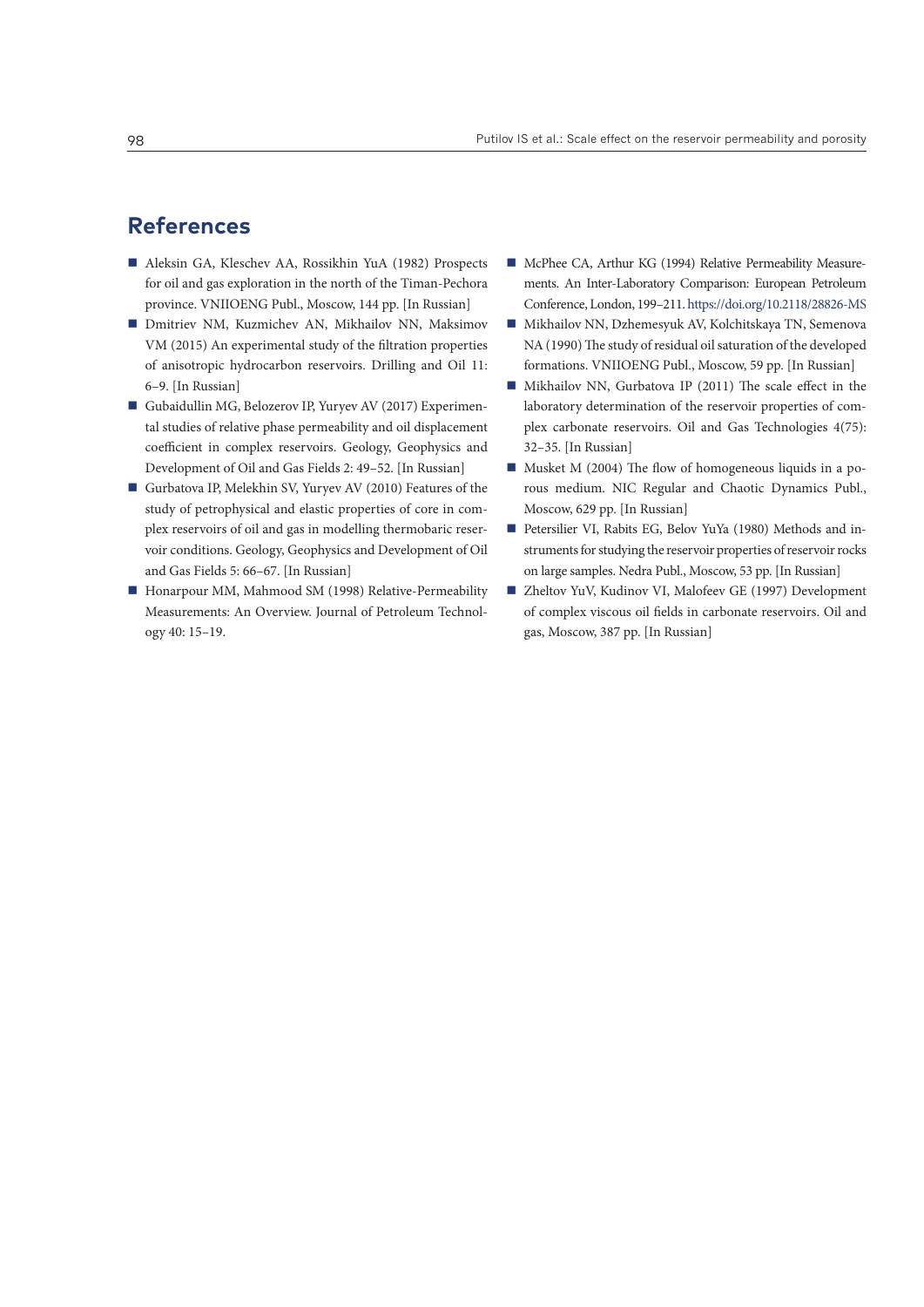## References

- Aleksin GA, Kleschev AA, Rossikhin YuA (1982) Prospects for oil and gas exploration in the north of the Timan-Pechora province. VNIIOENG Publ., Moscow, 144 pp. [In Russian]
- Dmitriev NM, Kuzmichev AN, Mikhailov NN, Maksimov VM (2015) An experimental study of the filtration properties of anisotropic hydrocarbon reservoirs. Drilling and Oil 11: 6–9. [In Russian]
- Gubaidullin MG, Belozerov IP, Yuryev AV (2017) Experimental studies of relative phase permeability and oil displacement coefficient in complex reservoirs. Geology, Geophysics and Development of Oil and Gas Fields 2: 49–52. [In Russian]
- Gurbatova IP, Melekhin SV, Yuryev AV (2010) Features of the study of petrophysical and elastic properties of core in complex reservoirs of oil and gas in modelling thermobaric reservoir conditions. Geology, Geophysics and Development of Oil and Gas Fields 5: 66–67. [In Russian]
- Honarpour MM, Mahmood SM (1998) Relative-Permeability Measurements: An Overview. Journal of Petroleum Technology 40: 15–19.
- McPhee CA, Arthur KG (1994) Relative Permeability Measurements. An Inter-Laboratory Comparison: European Petroleum Conference, London, 199–211. https://doi.org/10.2118/28826-MS
- Mikhailov NN, Dzhemesyuk AV, Kolchitskaya TN, Semenova NA (1990) The study of residual oil saturation of the developed formations. VNIIOENG Publ., Moscow, 59 pp. [In Russian]
- Mikhailov NN, Gurbatova IP (2011) The scale effect in the laboratory determination of the reservoir properties of complex carbonate reservoirs. Oil and Gas Technologies 4(75): 32–35. [In Russian]
- Musket M (2004) The flow of homogeneous liquids in a porous medium. NIC Regular and Chaotic Dynamics Publ., Moscow, 629 pp. [In Russian]
- Petersilier VI, Rabits EG, Belov YuYa (1980) Methods and instruments for studying the reservoir properties of reservoir rocks on large samples. Nedra Publ., Moscow, 53 pp. [In Russian]
- Zheltov YuV, Kudinov VI, Malofeev GE (1997) Development of complex viscous oil fields in carbonate reservoirs. Oil and gas, Moscow, 387 pp. [In Russian]